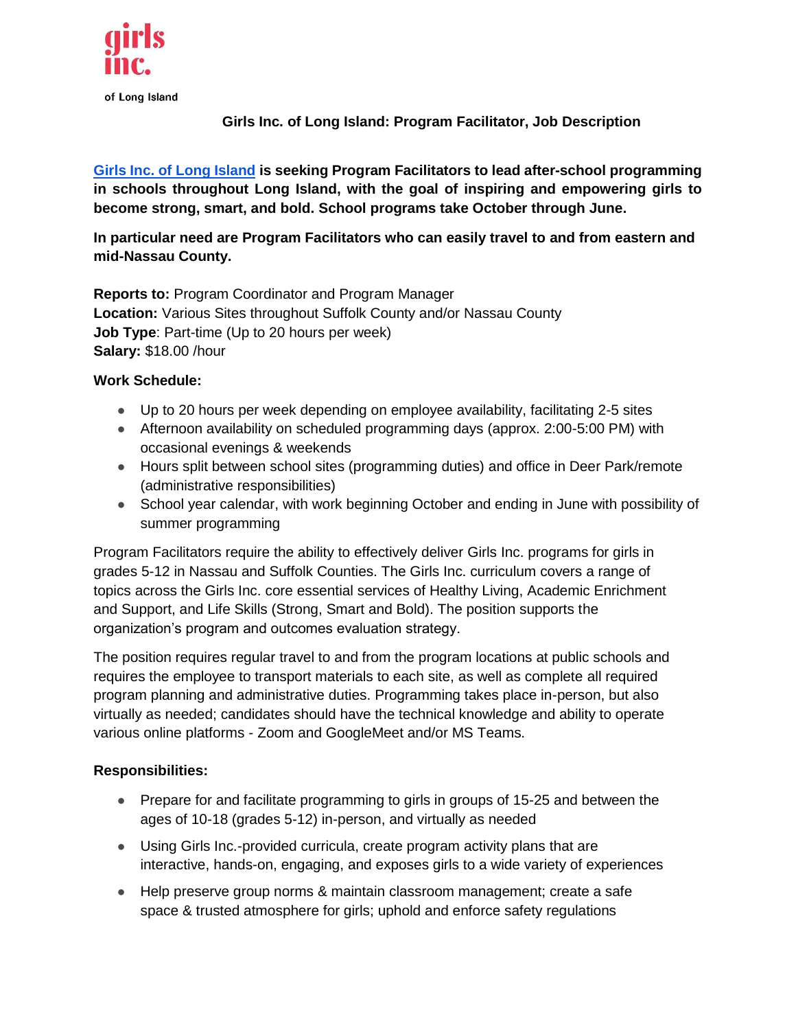girls inc.

of Long Island

# Girls Inc. of Long Island: Program Facilitator, Job Description

**Girls Inc. of Long Island is seeking Program Facilitators to lead after-school programming in schools throughout Long Island, with the goal of inspiring and empowering girls to become strong, smart, and bold. School programs take October through June.**

**In particular need are Program Facilitators who can easily travel to and from eastern and mid-Nassau County.**

**Reports to:** Program Coordinator and Program Manager
**Location:** Various Sites throughout Suffolk County and/or Nassau County
**Job Type**: Part-time (Up to 20 hours per week)
**Salary:** $18.00 /hour

**Work Schedule:**

- Up to 20 hours per week depending on employee availability, facilitating 2-5 sites
- Afternoon availability on scheduled programming days (approx. 2:00-5:00 PM) with occasional evenings & weekends
- Hours split between school sites (programming duties) and office in Deer Park/remote (administrative responsibilities)
- School year calendar, with work beginning October and ending in June with possibility of summer programming

Program Facilitators require the ability to effectively deliver Girls Inc. programs for girls in grades 5-12 in Nassau and Suffolk Counties. The Girls Inc. curriculum covers a range of topics across the Girls Inc. core essential services of Healthy Living, Academic Enrichment and Support, and Life Skills (Strong, Smart and Bold). The position supports the organization's program and outcomes evaluation strategy.

The position requires regular travel to and from the program locations at public schools and requires the employee to transport materials to each site, as well as complete all required program planning and administrative duties. Programming takes place in-person, but also virtually as needed; candidates should have the technical knowledge and ability to operate various online platforms - Zoom and GoogleMeet and/or MS Teams.

**Responsibilities:**

- Prepare for and facilitate programming to girls in groups of 15-25 and between the ages of 10-18 (grades 5-12) in-person, and virtually as needed
- Using Girls Inc.-provided curricula, create program activity plans that are interactive, hands-on, engaging, and exposes girls to a wide variety of experiences
- Help preserve group norms & maintain classroom management; create a safe space & trusted atmosphere for girls; uphold and enforce safety regulations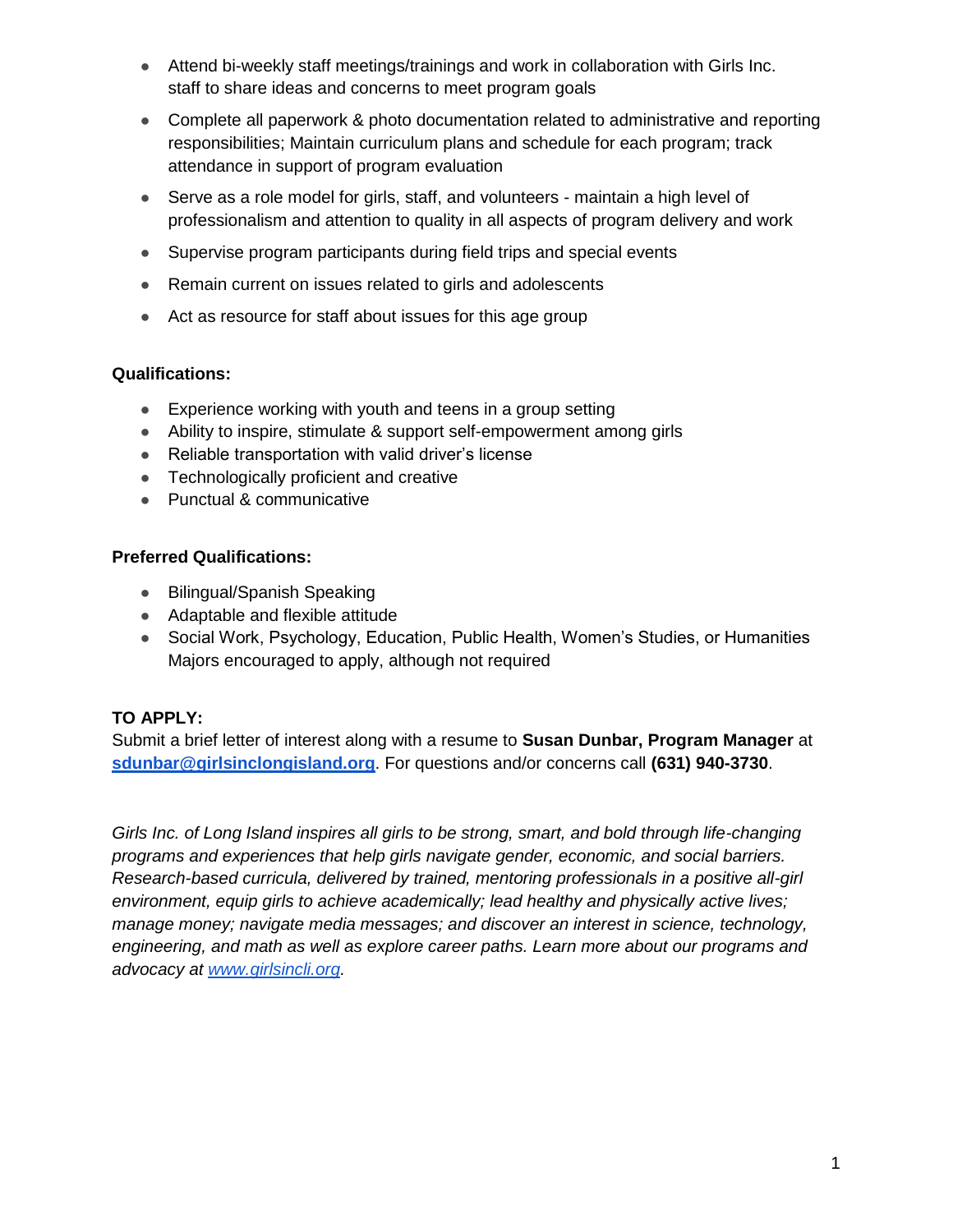- Attend bi-weekly staff meetings/trainings and work in collaboration with Girls Inc. staff to share ideas and concerns to meet program goals
- Complete all paperwork & photo documentation related to administrative and reporting responsibilities; Maintain curriculum plans and schedule for each program; track attendance in support of program evaluation
- Serve as a role model for girls, staff, and volunteers - maintain a high level of professionalism and attention to quality in all aspects of program delivery and work
- Supervise program participants during field trips and special events
- Remain current on issues related to girls and adolescents
- Act as resource for staff about issues for this age group

**Qualifications:**

- Experience working with youth and teens in a group setting
- Ability to inspire, stimulate & support self-empowerment among girls
- Reliable transportation with valid driver's license
- Technologically proficient and creative
- Punctual & communicative

**Preferred Qualifications:**

- Bilingual/Spanish Speaking
- Adaptable and flexible attitude
- Social Work, Psychology, Education, Public Health, Women's Studies, or Humanities Majors encouraged to apply, although not required

**TO APPLY:**
Submit a brief letter of interest along with a resume to **Susan Dunbar, Program Manager** at **sdunbar@girlsinclongisland.org**. For questions and/or concerns call **(631) 940-3730**.

*Girls Inc. of Long Island inspires all girls to be strong, smart, and bold through life-changing programs and experiences that help girls navigate gender, economic, and social barriers. Research-based curricula, delivered by trained, mentoring professionals in a positive all-girl environment, equip girls to achieve academically; lead healthy and physically active lives; manage money; navigate media messages; and discover an interest in science, technology, engineering, and math as well as explore career paths. Learn more about our programs and advocacy at www.girlsincli.org.*